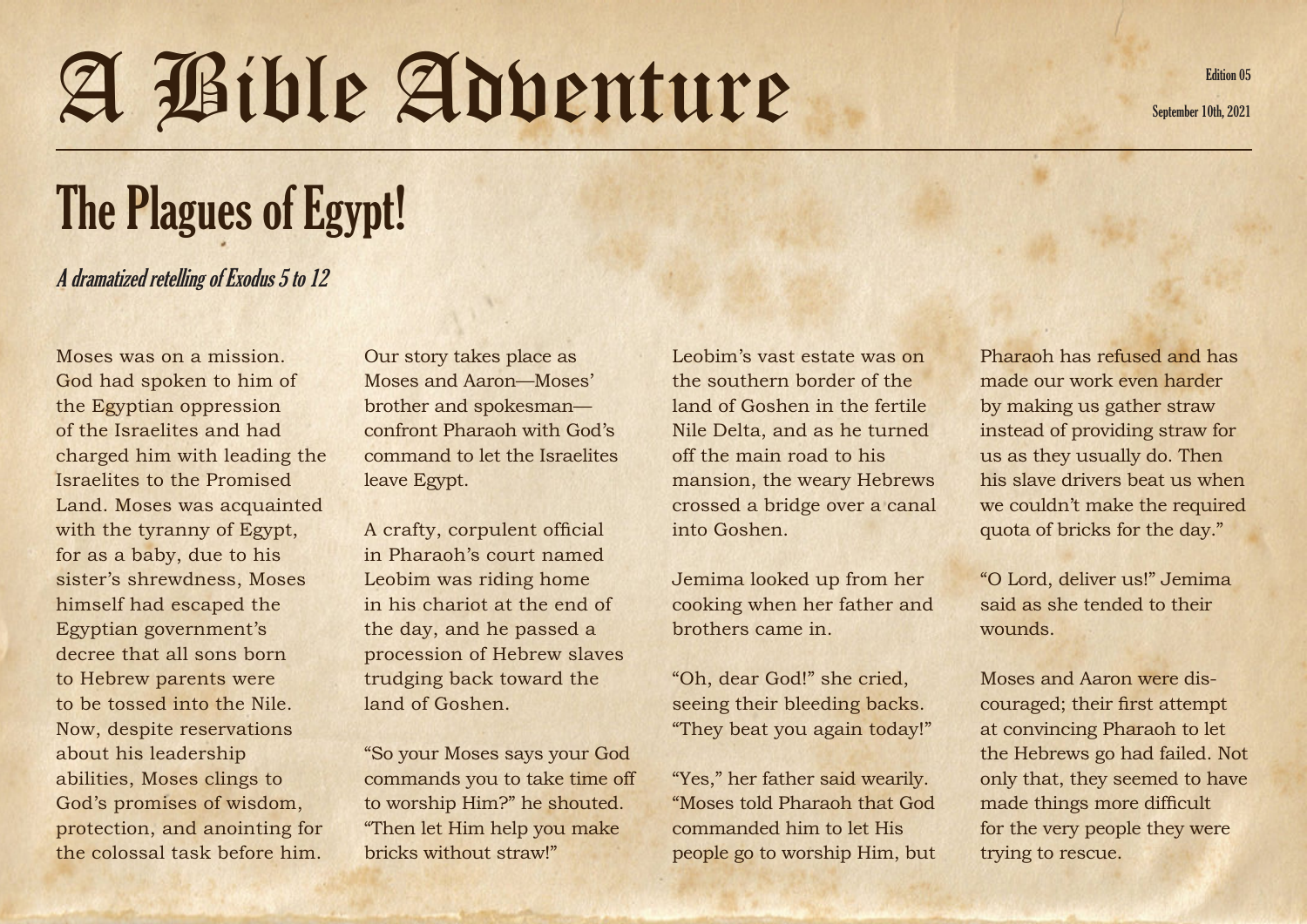# A Bible Adventure

Edition 05

September 10th, 2021

## The Plagues of Egypt!

*A dramatized retelling of Exodus 5 to 12*

Moses was on a mission. God had spoken to him of the Egyptian oppression of the Israelites and had charged him with leading the Israelites to the Promised Land. Moses was acquainted with the tyranny of Egypt, for as a baby, due to his sister's shrewdness, Moses himself had escaped the Egyptian government's decree that all sons born to Hebrew parents were to be tossed into the Nile. Now, despite reservations about his leadership abilities, Moses clings to God's promises of wisdom, protection, and anointing for the colossal task before him.

Our story takes place as Moses and Aaron—Moses' brother and spokesman—confront Pharaoh with God's command to let the Israelites leave Egypt.

A crafty, corpulent official in Pharaoh's court named Leobim was riding home in his chariot at the end of the day, and he passed a procession of Hebrew slaves trudging back toward the land of Goshen.

"So your Moses says your God commands you to take time off to worship Him?" he shouted. "Then let Him help you make bricks without straw!"

Leobim's vast estate was on the southern border of the land of Goshen in the fertile Nile Delta, and as he turned off the main road to his mansion, the weary Hebrews crossed a bridge over a canal into Goshen.

Jemima looked up from her cooking when her father and brothers came in.

"Oh, dear God!" she cried, seeing their bleeding backs. "They beat you again today!"

"Yes," her father said wearily. "Moses told Pharaoh that God commanded him to let His people go to worship Him, but Pharaoh has refused and has made our work even harder by making us gather straw instead of providing straw for us as they usually do. Then his slave drivers beat us when we couldn't make the required quota of bricks for the day."

"O Lord, deliver us!" Jemima said as she tended to their wounds.

Moses and Aaron were discouraged; their first attempt at convincing Pharaoh to let the Hebrews go had failed. Not only that, they seemed to have made things more difficult for the very people they were trying to rescue.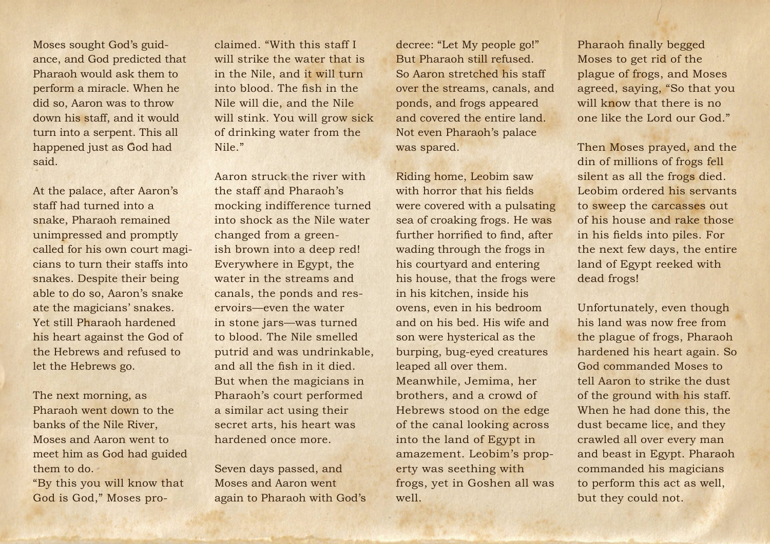Moses sought God's guidance, and God predicted that Pharaoh would ask them to perform a miracle. When he did so, Aaron was to throw down his staff, and it would turn into a serpent. This all happened just as God had said.

At the palace, after Aaron's staff had turned into a snake, Pharaoh remained unimpressed and promptly called for his own court magicians to turn their staffs into snakes. Despite their being able to do so, Aaron's snake ate the magicians' snakes. Yet still Pharaoh hardened his heart against the God of the Hebrews and refused to let the Hebrews go.

The next morning, as Pharaoh went down to the banks of the Nile River, Moses and Aaron went to meet him as God had guided them to do.
"By this you will know that God is God," Moses proclaimed. "With this staff I will strike the water that is in the Nile, and it will turn into blood. The fish in the Nile will die, and the Nile will stink. You will grow sick of drinking water from the Nile."

Aaron struck the river with the staff and Pharaoh's mocking indifference turned into shock as the Nile water changed from a greenish brown into a deep red! Everywhere in Egypt, the water in the streams and canals, the ponds and reservoirs—even the water in stone jars—was turned to blood. The Nile smelled putrid and was undrinkable, and all the fish in it died. But when the magicians in Pharaoh's court performed a similar act using their secret arts, his heart was hardened once more.

Seven days passed, and Moses and Aaron went again to Pharaoh with God's decree: "Let My people go!" But Pharaoh still refused. So Aaron stretched his staff over the streams, canals, and ponds, and frogs appeared and covered the entire land. Not even Pharaoh's palace was spared.

Riding home, Leobim saw with horror that his fields were covered with a pulsating sea of croaking frogs. He was further horrified to find, after wading through the frogs in his courtyard and entering his house, that the frogs were in his kitchen, inside his ovens, even in his bedroom and on his bed. His wife and son were hysterical as the burping, bug-eyed creatures leaped all over them. Meanwhile, Jemima, her brothers, and a crowd of Hebrews stood on the edge of the canal looking across into the land of Egypt in amazement. Leobim's property was seething with frogs, yet in Goshen all was well.

Pharaoh finally begged Moses to get rid of the plague of frogs, and Moses agreed, saying, "So that you will know that there is no one like the Lord our God."

Then Moses prayed, and the din of millions of frogs fell silent as all the frogs died. Leobim ordered his servants to sweep the carcasses out of his house and rake those in his fields into piles. For the next few days, the entire land of Egypt reeked with dead frogs!

Unfortunately, even though his land was now free from the plague of frogs, Pharaoh hardened his heart again. So God commanded Moses to tell Aaron to strike the dust of the ground with his staff. When he had done this, the dust became lice, and they crawled all over every man and beast in Egypt. Pharaoh commanded his magicians to perform this act as well, but they could not.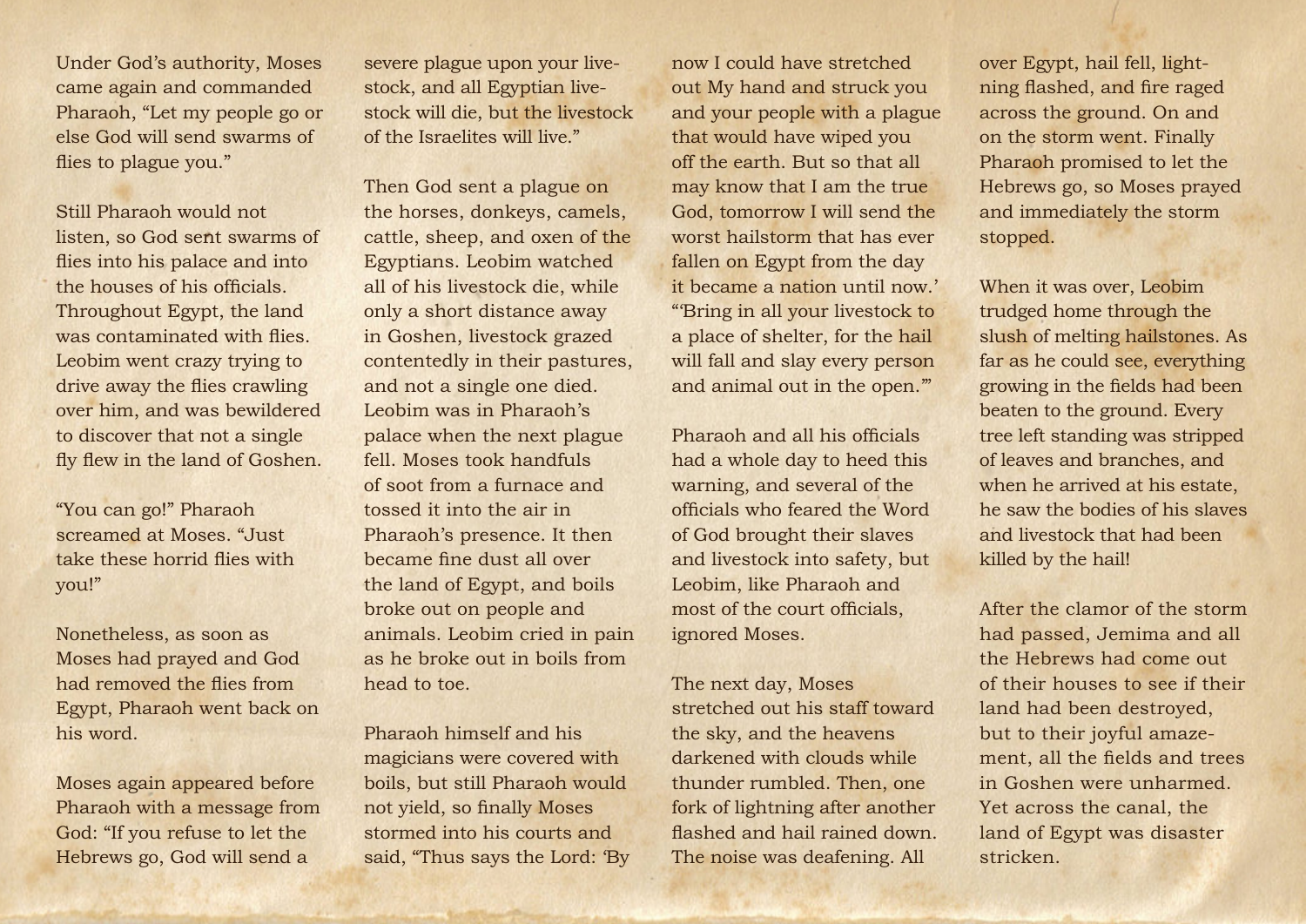Under God's authority, Moses came again and commanded Pharaoh, "Let my people go or else God will send swarms of flies to plague you."

Still Pharaoh would not listen, so God sent swarms of flies into his palace and into the houses of his officials. Throughout Egypt, the land was contaminated with flies. Leobim went crazy trying to drive away the flies crawling over him, and was bewildered to discover that not a single fly flew in the land of Goshen.

"You can go!" Pharaoh screamed at Moses. "Just take these horrid flies with you!"

Nonetheless, as soon as Moses had prayed and God had removed the flies from Egypt, Pharaoh went back on his word.

Moses again appeared before Pharaoh with a message from God: "If you refuse to let the Hebrews go, God will send a severe plague upon your livestock, and all Egyptian livestock will die, but the livestock of the Israelites will live."

Then God sent a plague on the horses, donkeys, camels, cattle, sheep, and oxen of the Egyptians. Leobim watched all of his livestock die, while only a short distance away in Goshen, livestock grazed contentedly in their pastures, and not a single one died. Leobim was in Pharaoh's palace when the next plague fell. Moses took handfuls of soot from a furnace and tossed it into the air in Pharaoh's presence. It then became fine dust all over the land of Egypt, and boils broke out on people and animals. Leobim cried in pain as he broke out in boils from head to toe.

Pharaoh himself and his magicians were covered with boils, but still Pharaoh would not yield, so finally Moses stormed into his courts and said, "Thus says the Lord: 'By now I could have stretched out My hand and struck you and your people with a plague that would have wiped you off the earth. But so that all may know that I am the true God, tomorrow I will send the worst hailstorm that has ever fallen on Egypt from the day it became a nation until now.' "'Bring in all your livestock to a place of shelter, for the hail will fall and slay every person and animal out in the open.'"

Pharaoh and all his officials had a whole day to heed this warning, and several of the officials who feared the Word of God brought their slaves and livestock into safety, but Leobim, like Pharaoh and most of the court officials, ignored Moses.

The next day, Moses stretched out his staff toward the sky, and the heavens darkened with clouds while thunder rumbled. Then, one fork of lightning after another flashed and hail rained down. The noise was deafening. All over Egypt, hail fell, lightning flashed, and fire raged across the ground. On and on the storm went. Finally Pharaoh promised to let the Hebrews go, so Moses prayed and immediately the storm stopped.

When it was over, Leobim trudged home through the slush of melting hailstones. As far as he could see, everything growing in the fields had been beaten to the ground. Every tree left standing was stripped of leaves and branches, and when he arrived at his estate, he saw the bodies of his slaves and livestock that had been killed by the hail!

After the clamor of the storm had passed, Jemima and all the Hebrews had come out of their houses to see if their land had been destroyed, but to their joyful amazement, all the fields and trees in Goshen were unharmed. Yet across the canal, the land of Egypt was disaster stricken.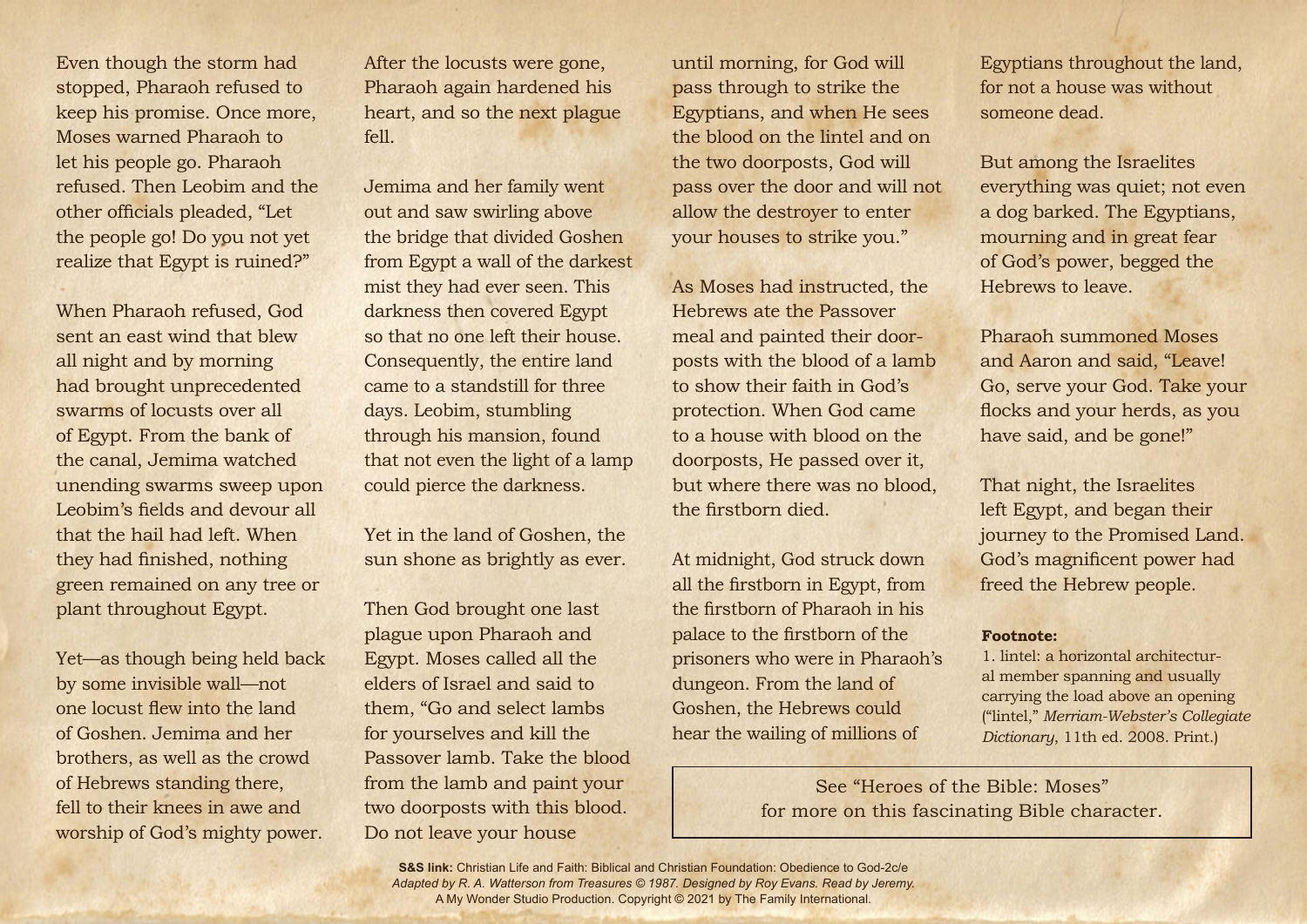Even though the storm had stopped, Pharaoh refused to keep his promise. Once more, Moses warned Pharaoh to let his people go. Pharaoh refused. Then Leobim and the other officials pleaded, "Let the people go! Do you not yet realize that Egypt is ruined?"

When Pharaoh refused, God sent an east wind that blew all night and by morning had brought unprecedented swarms of locusts over all of Egypt. From the bank of the canal, Jemima watched unending swarms sweep upon Leobim's fields and devour all that the hail had left. When they had finished, nothing green remained on any tree or plant throughout Egypt.

Yet—as though being held back by some invisible wall—not one locust flew into the land of Goshen. Jemima and her brothers, as well as the crowd of Hebrews standing there, fell to their knees in awe and worship of God's mighty power.

After the locusts were gone, Pharaoh again hardened his heart, and so the next plague fell.

Jemima and her family went out and saw swirling above the bridge that divided Goshen from Egypt a wall of the darkest mist they had ever seen. This darkness then covered Egypt so that no one left their house. Consequently, the entire land came to a standstill for three days. Leobim, stumbling through his mansion, found that not even the light of a lamp could pierce the darkness.

Yet in the land of Goshen, the sun shone as brightly as ever.

Then God brought one last plague upon Pharaoh and Egypt. Moses called all the elders of Israel and said to them, "Go and select lambs for yourselves and kill the Passover lamb. Take the blood from the lamb and paint your two doorposts with this blood. Do not leave your house until morning, for God will pass through to strike the Egyptians, and when He sees the blood on the lintel and on the two doorposts, God will pass over the door and will not allow the destroyer to enter your houses to strike you."

As Moses had instructed, the Hebrews ate the Passover meal and painted their doorposts with the blood of a lamb to show their faith in God's protection. When God came to a house with blood on the doorposts, He passed over it, but where there was no blood, the firstborn died.

At midnight, God struck down all the firstborn in Egypt, from the firstborn of Pharaoh in his palace to the firstborn of the prisoners who were in Pharaoh's dungeon. From the land of Goshen, the Hebrews could hear the wailing of millions of Egyptians throughout the land, for not a house was without someone dead.

But among the Israelites everything was quiet; not even a dog barked. The Egyptians, mourning and in great fear of God's power, begged the Hebrews to leave.

Pharaoh summoned Moses and Aaron and said, "Leave! Go, serve your God. Take your flocks and your herds, as you have said, and be gone!"

That night, the Israelites left Egypt, and began their journey to the Promised Land. God's magnificent power had freed the Hebrew people.

**Footnote:**

1. lintel: a horizontal architectural member spanning and usually carrying the load above an opening ("lintel," *Merriam-Webster's Collegiate Dictionary*, 11th ed. 2008. Print.)

See "Heroes of the Bible: Moses" for more on this fascinating Bible character.

**S&S link:** Christian Life and Faith: Biblical and Christian Foundation: Obedience to God-2c/e

*Adapted by R. A. Watterson from Treasures © 1987. Designed by Roy Evans. Read by Jeremy.*

A My Wonder Studio Production. Copyright © 2021 by The Family International.